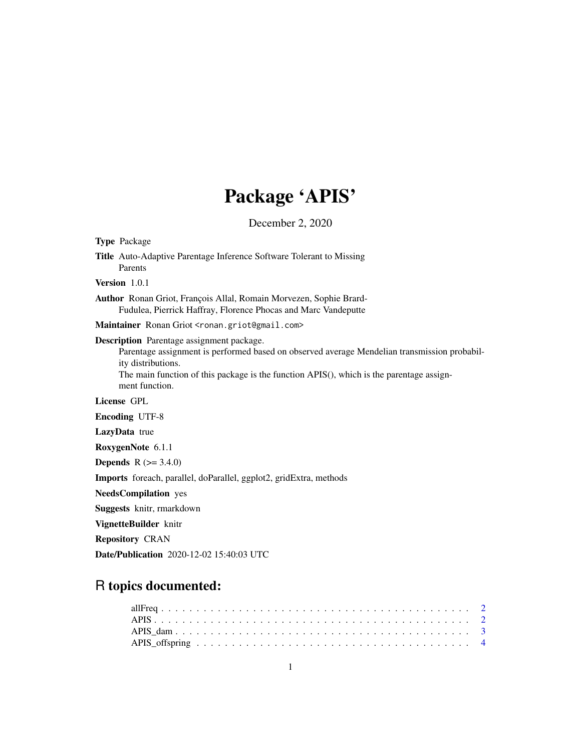# Package 'APIS'

December 2, 2020

**Type** Package

**Title** Auto-Adaptive Parentage Inference Software Tolerant to Missing Parents

**Version** 1.0.1

**Author** Ronan Griot, François Allal, Romain Morvezen, Sophie Brard-Fudulea, Pierrick Haffray, Florence Phocas and Marc Vandeputte

**Maintainer** Ronan Griot <ronan.griot@gmail.com>

**Description** Parentage assignment package.
Parentage assignment is performed based on observed average Mendelian transmission probability distributions.
The main function of this package is the function APIS(), which is the parentage assignment function.

**License** GPL

**Encoding** UTF-8

**LazyData** true

**RoxygenNote** 6.1.1

**Depends** R (>= 3.4.0)

**Imports** foreach, parallel, doParallel, ggplot2, gridExtra, methods

**NeedsCompilation** yes

**Suggests** knitr, rmarkdown

**VignetteBuilder** knitr

**Repository** CRAN

**Date/Publication** 2020-12-02 15:40:03 UTC

## R topics documented:

- allFreq . . . . . . . . . . 2
- APIS . . . . . . . . . . 2
- APIS_dam . . . . . . . . . . 3
- APIS_offspring . . . . . . . . . . 4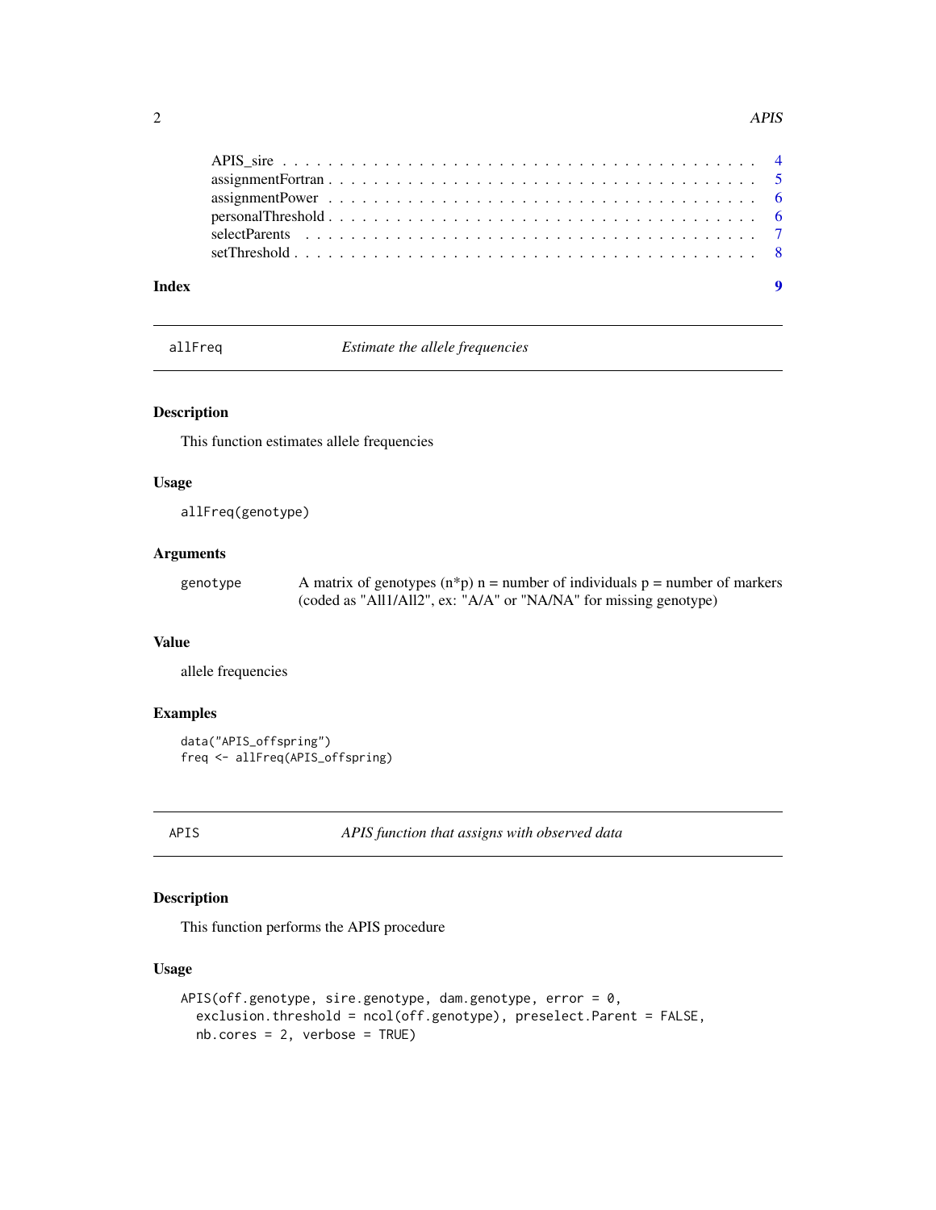APIS_sire . . . . . . . . . . . . . . . . . . . . . . . . . . . . . . . . . . . . . . . 4
assignmentFortran . . . . . . . . . . . . . . . . . . . . . . . . . . . . . . . . . . . . 5
assignmentPower . . . . . . . . . . . . . . . . . . . . . . . . . . . . . . . . . . . . 6
personalThreshold . . . . . . . . . . . . . . . . . . . . . . . . . . . . . . . . . . . . 6
selectParents . . . . . . . . . . . . . . . . . . . . . . . . . . . . . . . . . . . . . . 7
setThreshold . . . . . . . . . . . . . . . . . . . . . . . . . . . . . . . . . . . . . . 8

**Index** **9**

---

## allFreq — *Estimate the allele frequencies*

### Description

This function estimates allele frequencies

### Usage

```
allFreq(genotype)
```

### Arguments

| | |
|---|---|
| `genotype` | A matrix of genotypes (n*p) n = number of individuals p = number of markers (coded as "All1/All2", ex: "A/A" or "NA/NA" for missing genotype) |

### Value

allele frequencies

### Examples

```
data("APIS_offspring")
freq <- allFreq(APIS_offspring)
```

---

## APIS — *APIS function that assigns with observed data*

### Description

This function performs the APIS procedure

### Usage

```
APIS(off.genotype, sire.genotype, dam.genotype, error = 0,
  exclusion.threshold = ncol(off.genotype), preselect.Parent = FALSE,
  nb.cores = 2, verbose = TRUE)
```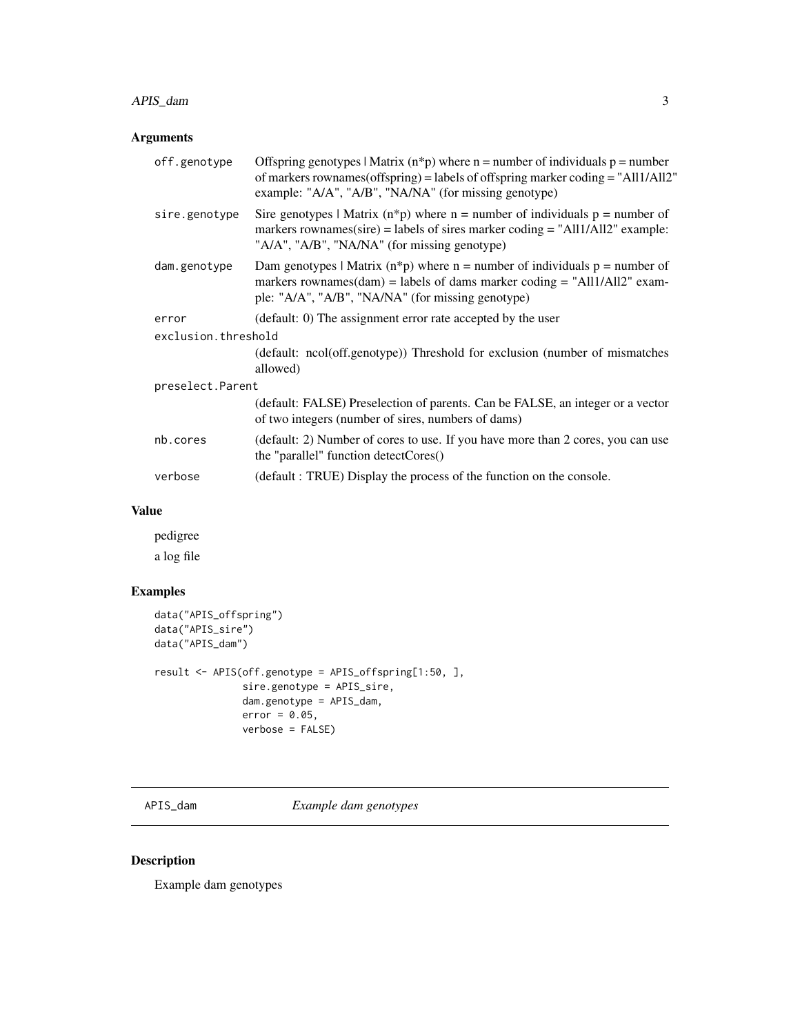## Arguments

| | |
|---|---|
| off.genotype | Offspring genotypes \| Matrix (n*p) where n = number of individuals p = number of markers rownames(offspring) = labels of offspring marker coding = "All1/All2" example: "A/A", "A/B", "NA/NA" (for missing genotype) |
| sire.genotype | Sire genotypes \| Matrix (n*p) where n = number of individuals p = number of markers rownames(sire) = labels of sires marker coding = "All1/All2" example: "A/A", "A/B", "NA/NA" (for missing genotype) |
| dam.genotype | Dam genotypes \| Matrix (n*p) where n = number of individuals p = number of markers rownames(dam) = labels of dams marker coding = "All1/All2" example: "A/A", "A/B", "NA/NA" (for missing genotype) |
| error | (default: 0) The assignment error rate accepted by the user |
| exclusion.threshold | (default: ncol(off.genotype)) Threshold for exclusion (number of mismatches allowed) |
| preselect.Parent | (default: FALSE) Preselection of parents. Can be FALSE, an integer or a vector of two integers (number of sires, numbers of dams) |
| nb.cores | (default: 2) Number of cores to use. If you have more than 2 cores, you can use the "parallel" function detectCores() |
| verbose | (default : TRUE) Display the process of the function on the console. |

## Value

pedigree

a log file

## Examples

```
data("APIS_offspring")
data("APIS_sire")
data("APIS_dam")

result <- APIS(off.genotype = APIS_offspring[1:50, ],
               sire.genotype = APIS_sire,
               dam.genotype = APIS_dam,
               error = 0.05,
               verbose = FALSE)
```

---

# APIS_dam *Example dam genotypes*

## Description

Example dam genotypes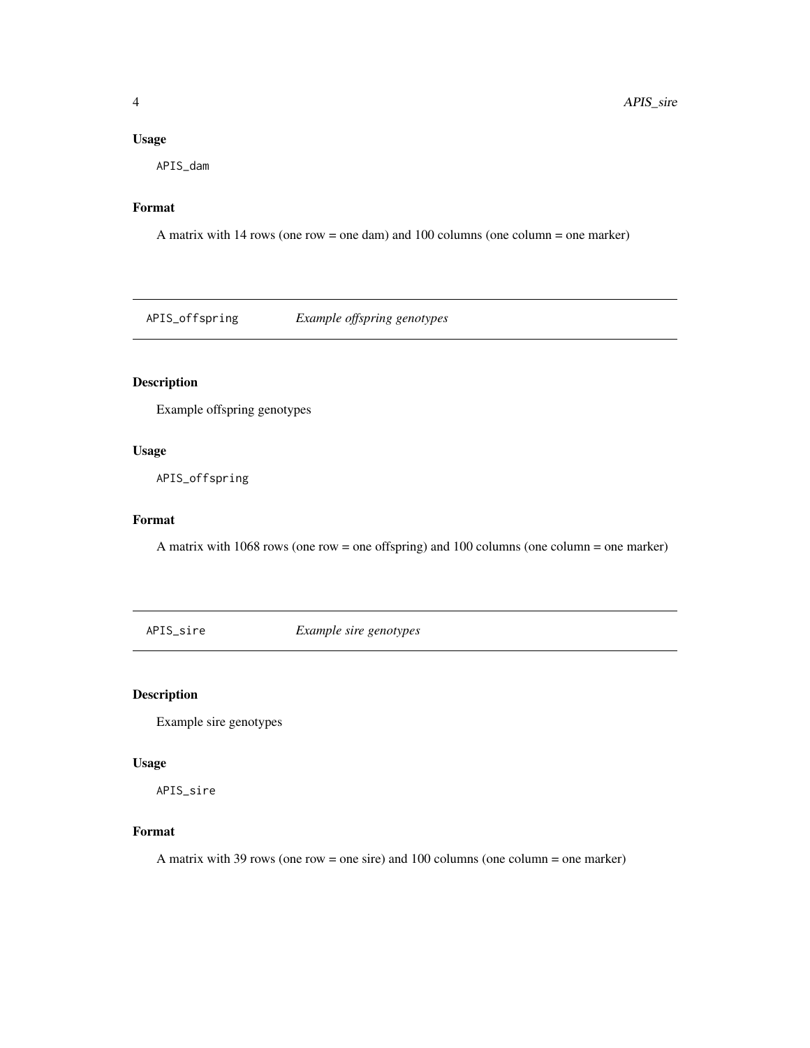### Usage

```
APIS_dam
```

### Format

A matrix with 14 rows (one row = one dam) and 100 columns (one column = one marker)

## APIS_offspring *Example offspring genotypes*

### Description

Example offspring genotypes

### Usage

```
APIS_offspring
```

### Format

A matrix with 1068 rows (one row = one offspring) and 100 columns (one column = one marker)

## APIS_sire *Example sire genotypes*

### Description

Example sire genotypes

### Usage

```
APIS_sire
```

### Format

A matrix with 39 rows (one row = one sire) and 100 columns (one column = one marker)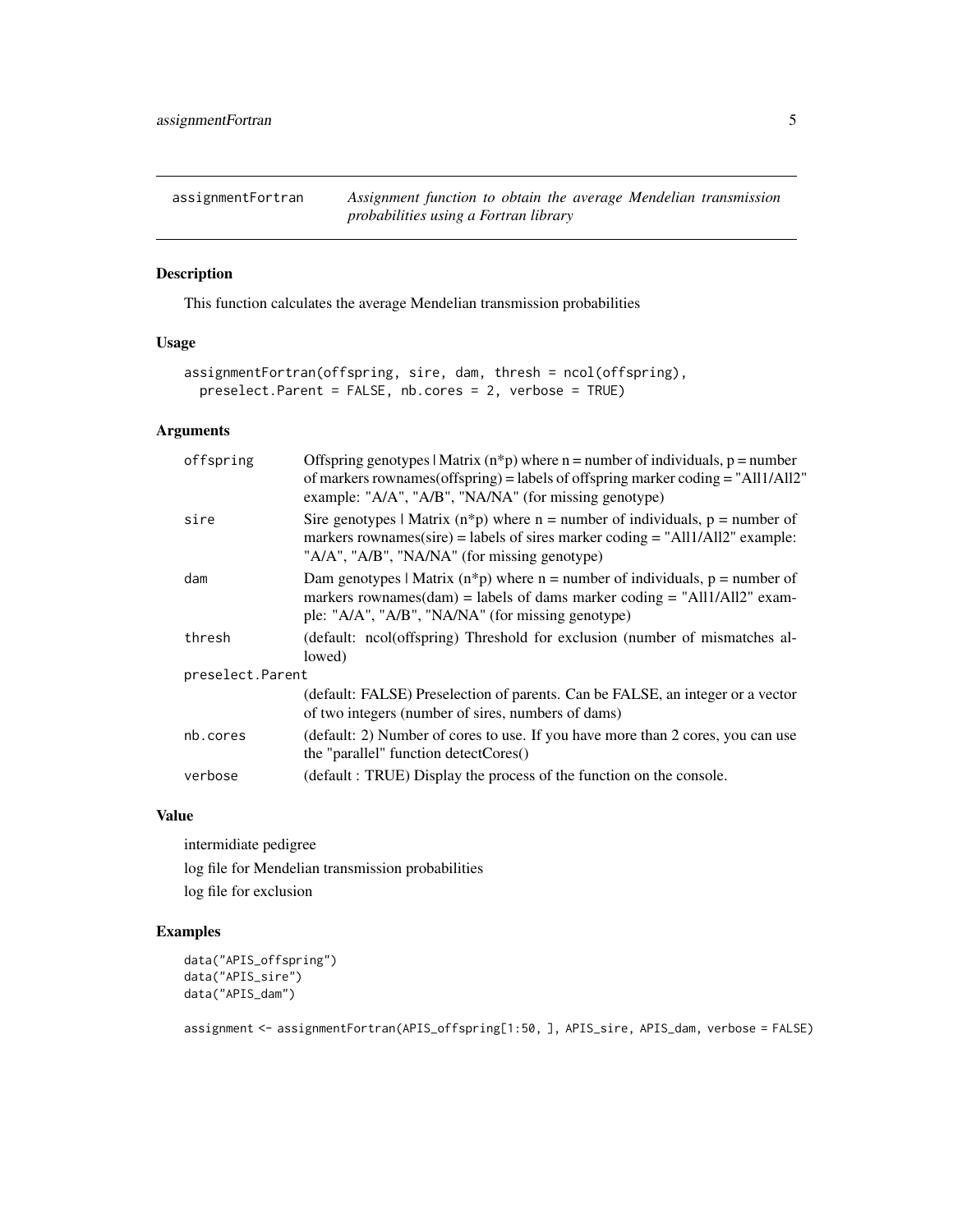## assignmentFortran — *Assignment function to obtain the average Mendelian transmission probabilities using a Fortran library*

### Description

This function calculates the average Mendelian transmission probabilities

### Usage

```
assignmentFortran(offspring, sire, dam, thresh = ncol(offspring),
  preselect.Parent = FALSE, nb.cores = 2, verbose = TRUE)
```

### Arguments

| | |
|---|---|
| offspring | Offspring genotypes \| Matrix (n*p) where n = number of individuals, p = number of markers rownames(offspring) = labels of offspring marker coding = "All1/All2" example: "A/A", "A/B", "NA/NA" (for missing genotype) |
| sire | Sire genotypes \| Matrix (n*p) where n = number of individuals, p = number of markers rownames(sire) = labels of sires marker coding = "All1/All2" example: "A/A", "A/B", "NA/NA" (for missing genotype) |
| dam | Dam genotypes \| Matrix (n*p) where n = number of individuals, p = number of markers rownames(dam) = labels of dams marker coding = "All1/All2" example: "A/A", "A/B", "NA/NA" (for missing genotype) |
| thresh | (default: ncol(offspring) Threshold for exclusion (number of mismatches allowed) |
| preselect.Parent | (default: FALSE) Preselection of parents. Can be FALSE, an integer or a vector of two integers (number of sires, numbers of dams) |
| nb.cores | (default: 2) Number of cores to use. If you have more than 2 cores, you can use the "parallel" function detectCores() |
| verbose | (default : TRUE) Display the process of the function on the console. |

### Value

intermidiate pedigree

log file for Mendelian transmission probabilities

log file for exclusion

### Examples

```
data("APIS_offspring")
data("APIS_sire")
data("APIS_dam")

assignment <- assignmentFortran(APIS_offspring[1:50, ], APIS_sire, APIS_dam, verbose = FALSE)
```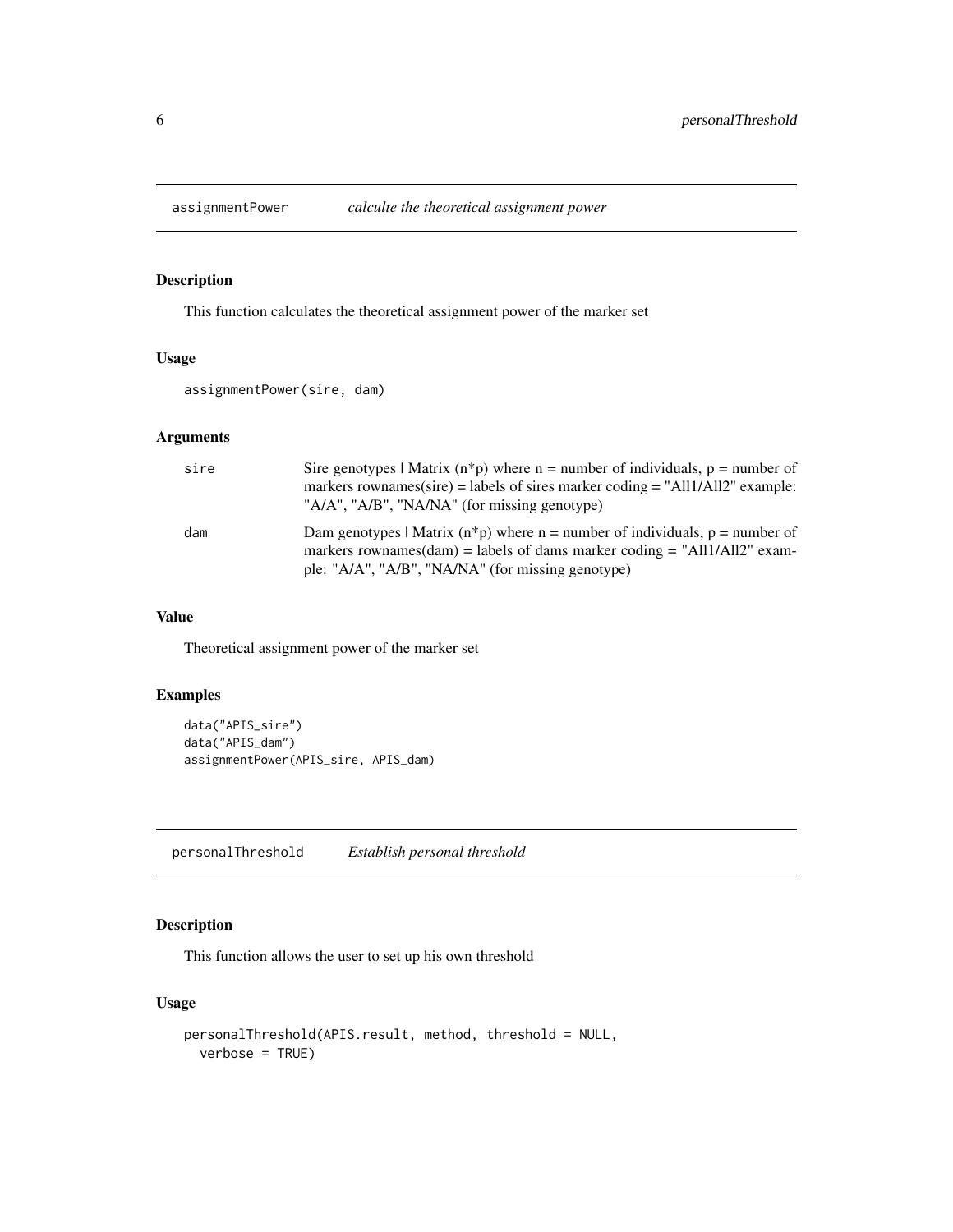## assignmentPower *calculte the theoretical assignment power*

### Description

This function calculates the theoretical assignment power of the marker set

### Usage

```
assignmentPower(sire, dam)
```

### Arguments

| | |
|---|---|
| sire | Sire genotypes \| Matrix (n*p) where n = number of individuals, p = number of markers rownames(sire) = labels of sires marker coding = "All1/All2" example: "A/A", "A/B", "NA/NA" (for missing genotype) |
| dam | Dam genotypes \| Matrix (n*p) where n = number of individuals, p = number of markers rownames(dam) = labels of dams marker coding = "All1/All2" example: "A/A", "A/B", "NA/NA" (for missing genotype) |

### Value

Theoretical assignment power of the marker set

### Examples

```
data("APIS_sire")
data("APIS_dam")
assignmentPower(APIS_sire, APIS_dam)
```

## personalThreshold *Establish personal threshold*

### Description

This function allows the user to set up his own threshold

### Usage

```
personalThreshold(APIS.result, method, threshold = NULL,
  verbose = TRUE)
```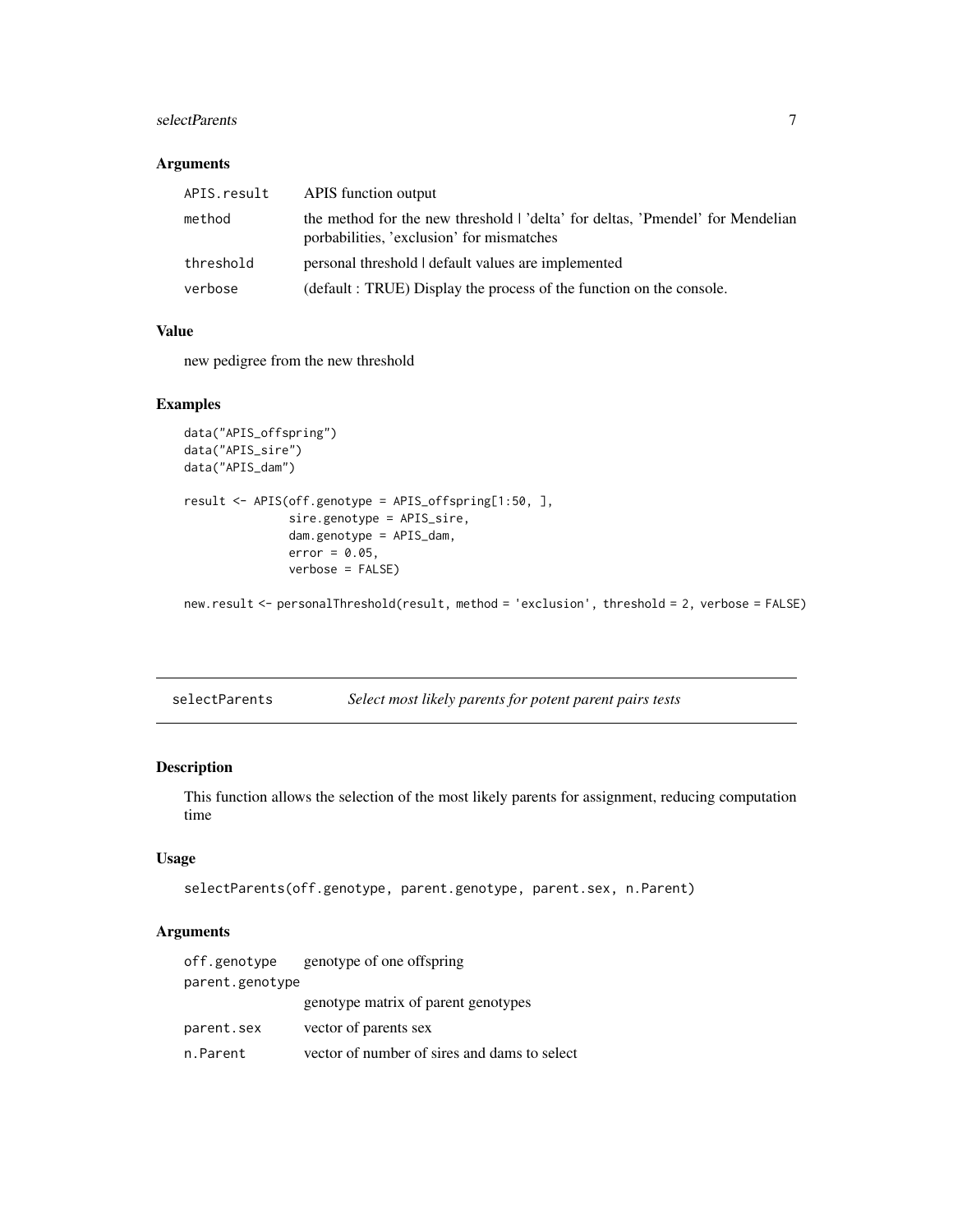### Arguments

| | |
|---|---|
| APIS.result | APIS function output |
| method | the method for the new threshold \| 'delta' for deltas, 'Pmendel' for Mendelian porbabilities, 'exclusion' for mismatches |
| threshold | personal threshold \| default values are implemented |
| verbose | (default : TRUE) Display the process of the function on the console. |

### Value

new pedigree from the new threshold

### Examples

```
data("APIS_offspring")
data("APIS_sire")
data("APIS_dam")

result <- APIS(off.genotype = APIS_offspring[1:50, ],
               sire.genotype = APIS_sire,
               dam.genotype = APIS_dam,
               error = 0.05,
               verbose = FALSE)

new.result <- personalThreshold(result, method = 'exclusion', threshold = 2, verbose = FALSE)
```

---

## selectParents — *Select most likely parents for potent parent pairs tests*

---

### Description

This function allows the selection of the most likely parents for assignment, reducing computation time

### Usage

```
selectParents(off.genotype, parent.genotype, parent.sex, n.Parent)
```

### Arguments

| | |
|---|---|
| off.genotype | genotype of one offspring |
| parent.genotype | genotype matrix of parent genotypes |
| parent.sex | vector of parents sex |
| n.Parent | vector of number of sires and dams to select |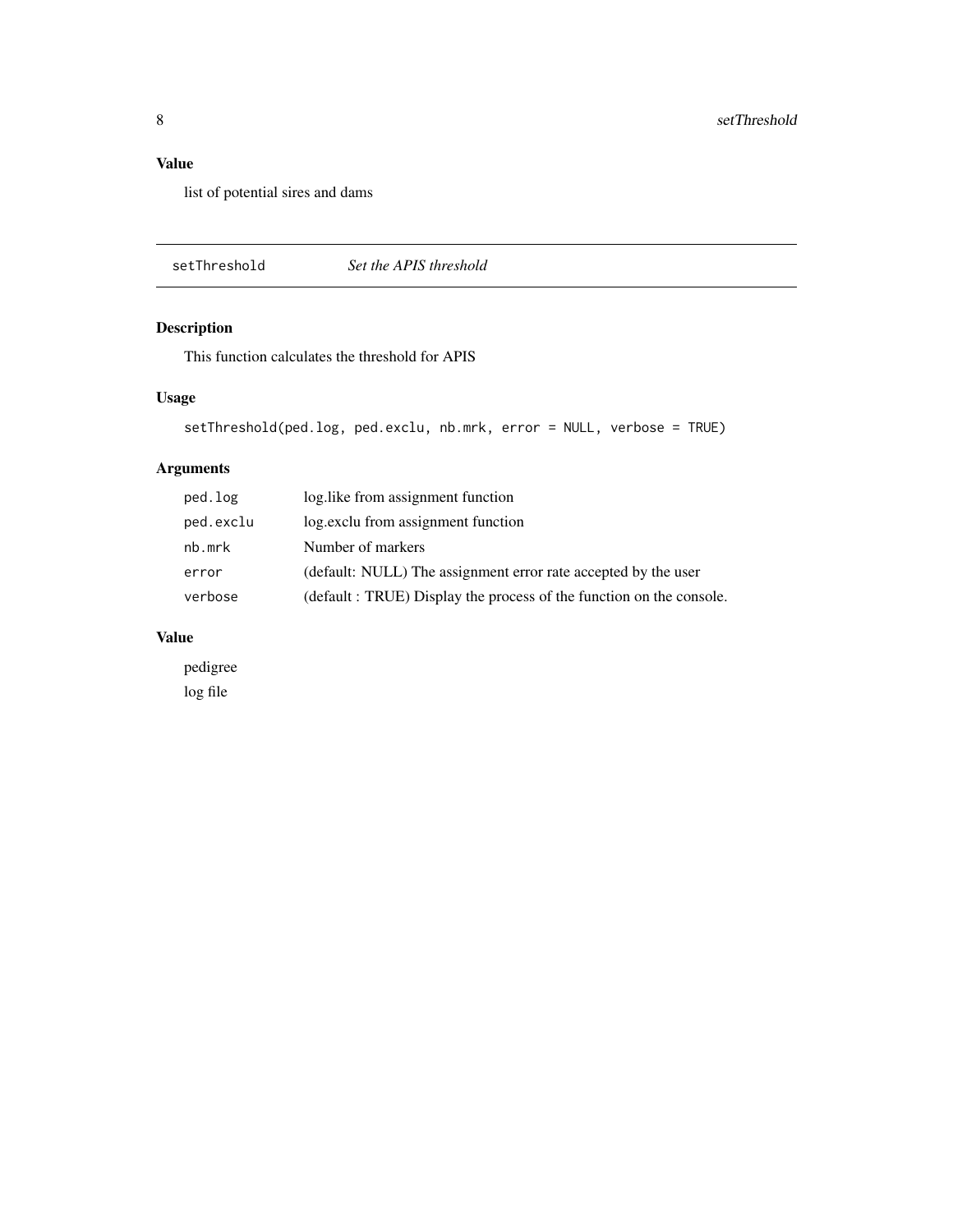### Value

list of potential sires and dams

---

## setThreshold — *Set the APIS threshold*

---

### Description

This function calculates the threshold for APIS

### Usage

```
setThreshold(ped.log, ped.exclu, nb.mrk, error = NULL, verbose = TRUE)
```

### Arguments

| | |
|---|---|
| `ped.log` | log.like from assignment function |
| `ped.exclu` | log.exclu from assignment function |
| `nb.mrk` | Number of markers |
| `error` | (default: NULL) The assignment error rate accepted by the user |
| `verbose` | (default : TRUE) Display the process of the function on the console. |

### Value

pedigree

log file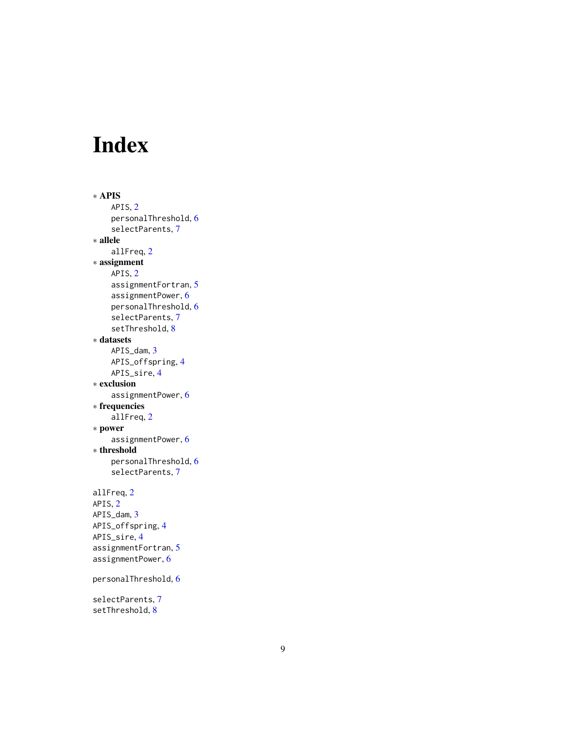# Index

* **APIS**
    - APIS, 2
    - personalThreshold, 6
    - selectParents, 7
* **allele**
    - allFreq, 2
* **assignment**
    - APIS, 2
    - assignmentFortran, 5
    - assignmentPower, 6
    - personalThreshold, 6
    - selectParents, 7
    - setThreshold, 8
* **datasets**
    - APIS_dam, 3
    - APIS_offspring, 4
    - APIS_sire, 4
* **exclusion**
    - assignmentPower, 6
* **frequencies**
    - allFreq, 2
* **power**
    - assignmentPower, 6
* **threshold**
    - personalThreshold, 6
    - selectParents, 7

allFreq, 2
APIS, 2
APIS_dam, 3
APIS_offspring, 4
APIS_sire, 4
assignmentFortran, 5
assignmentPower, 6

personalThreshold, 6

selectParents, 7
setThreshold, 8